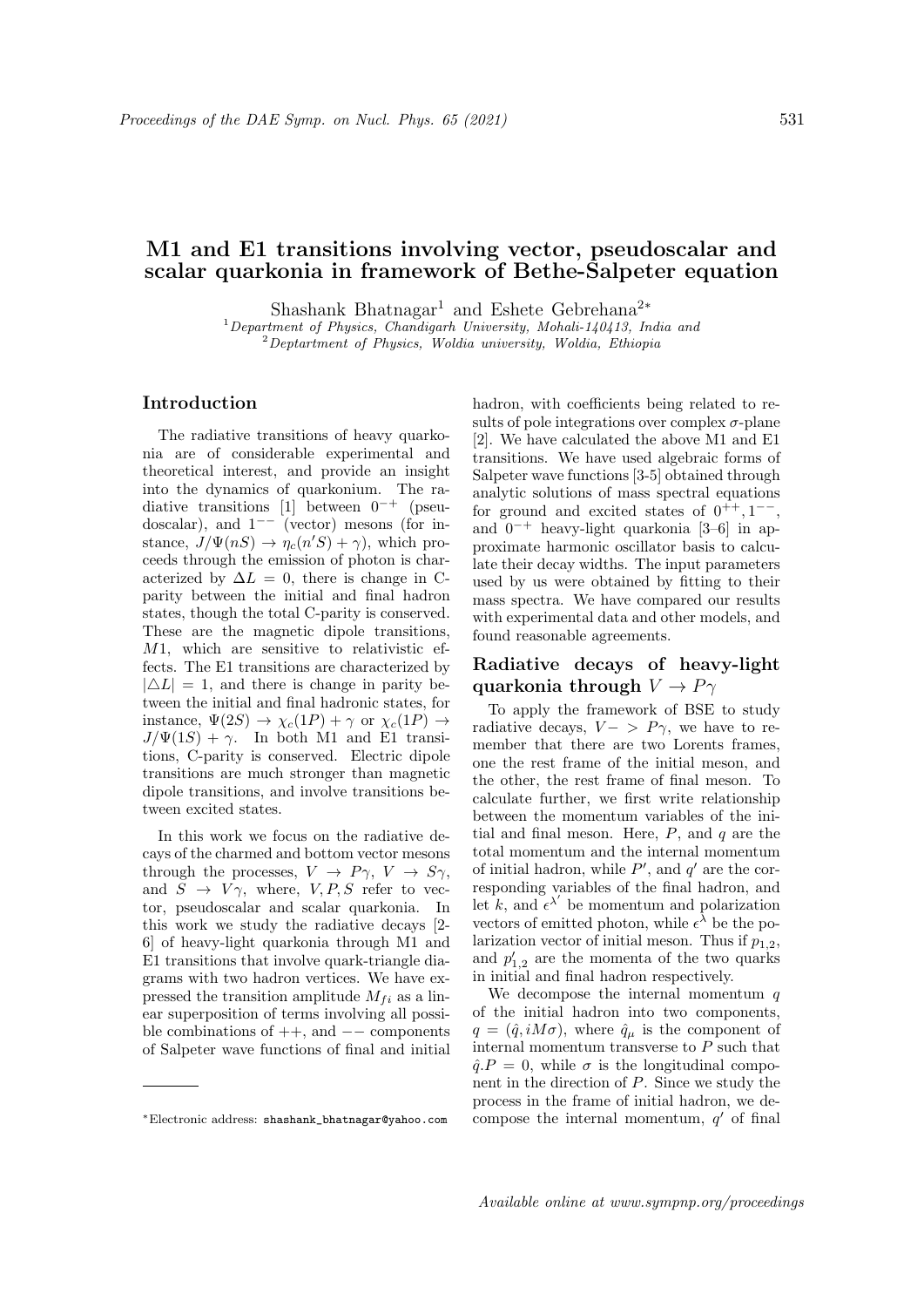# M1 and E1 transitions involving vector, pseudoscalar and scalar quarkonia in framework of Bethe-Salpeter equation

Shashank Bhatnagar[1] and Eshete Gebrehana[2*]

[1] Department of Physics, Chandigarh University, Mohali-140413, India and
[2] Deptartment of Physics, Woldia university, Woldia, Ethiopia

## Introduction

The radiative transitions of heavy quarkonia are of considerable experimental and theoretical interest, and provide an insight into the dynamics of quarkonium. The radiative transitions [1] between $0^{-+}$ (pseudoscalar), and $1^{--}$ (vector) mesons (for instance, $J/\Psi(nS) \rightarrow \eta_c(n'S) + \gamma$), which proceeds through the emission of photon is characterized by $\Delta L = 0$, there is change in C-parity between the initial and final hadron states, though the total C-parity is conserved. These are the magnetic dipole transitions, $M1$, which are sensitive to relativistic effects. The E1 transitions are characterized by $|\triangle L| = 1$, and there is change in parity between the initial and final hadronic states, for instance, $\Psi(2S) \rightarrow \chi_c(1P) + \gamma$ or $\chi_c(1P) \rightarrow J/\Psi(1S) + \gamma$. In both M1 and E1 transitions, C-parity is conserved. Electric dipole transitions are much stronger than magnetic dipole transitions, and involve transitions between excited states.

In this work we focus on the radiative decays of the charmed and bottom vector mesons through the processes, $V \rightarrow P\gamma$, $V \rightarrow S\gamma$, and $S \rightarrow V\gamma$, where, $V, P, S$ refer to vector, pseudoscalar and scalar quarkonia. In this work we study the radiative decays [2-6] of heavy-light quarkonia through M1 and E1 transitions that involve quark-triangle diagrams with two hadron vertices. We have expressed the transition amplitude $M_{fi}$ as a linear superposition of terms involving all possible combinations of $++$, and $--$ components of Salpeter wave functions of final and initial hadron, with coefficients being related to results of pole integrations over complex $\sigma$-plane [2]. We have calculated the above M1 and E1 transitions. We have used algebraic forms of Salpeter wave functions [3-5] obtained through analytic solutions of mass spectral equations for ground and excited states of $0^{++}, 1^{--}$, and $0^{-+}$ heavy-light quarkonia [3–6] in approximate harmonic oscillator basis to calculate their decay widths. The input parameters used by us were obtained by fitting to their mass spectra. We have compared our results with experimental data and other models, and found reasonable agreements.

## Radiative decays of heavy-light quarkonia through $V \rightarrow P\gamma$

To apply the framework of BSE to study radiative decays, $V- > P\gamma$, we have to remember that there are two Lorents frames, one the rest frame of the initial meson, and the other, the rest frame of final meson. To calculate further, we first write relationship between the momentum variables of the initial and final meson. Here, $P$, and $q$ are the total momentum and the internal momentum of initial hadron, while $P'$, and $q'$ are the corresponding variables of the final hadron, and let $k$, and $\epsilon^{\lambda'}$ be momentum and polarization vectors of emitted photon, while $\epsilon^{\lambda}$ be the polarization vector of initial meson. Thus if $p_{1,2}$, and $p'_{1,2}$ are the momenta of the two quarks in initial and final hadron respectively.

We decompose the internal momentum $q$ of the initial hadron into two components, $q = (\hat{q}, iM\sigma)$, where $\hat{q}_\mu$ is the component of internal momentum transverse to $P$ such that $\hat{q}.P = 0$, while $\sigma$ is the longitudinal component in the direction of $P$. Since we study the process in the frame of initial hadron, we decompose the internal momentum, $q'$ of final

---

*Electronic address: shashank_bhatnagar@yahoo.com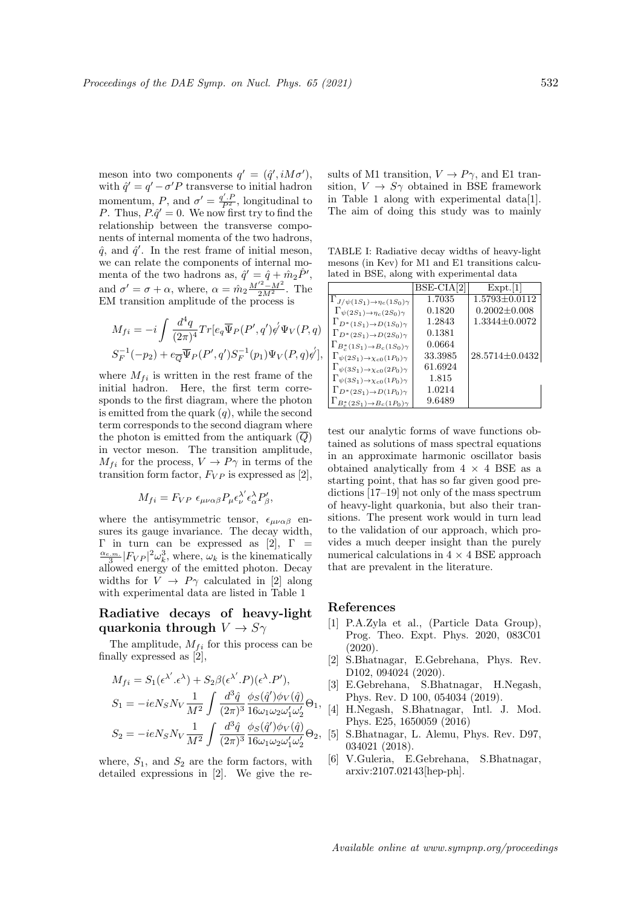meson into two components $q' = (\hat{q}', iM\sigma')$, with $\hat{q}' = q' - \sigma' P$ transverse to initial hadron momentum, $P$, and $\sigma' = \frac{q'.P}{P^2}$, longitudinal to $P$. Thus, $P.\hat{q}' = 0$. We now first try to find the relationship between the transverse components of internal momenta of the two hadrons, $\hat{q}$, and $\hat{q}'$. In the rest frame of initial meson, we can relate the components of internal momenta of the two hadrons as, $\hat{q}' = \hat{q} + \hat{m}_2 \hat{P}'$, and $\sigma' = \sigma + \alpha$, where, $\alpha = \hat{m}_2 \frac{M'^2 - M^2}{2M^2}$. The EM transition amplitude of the process is

$$M_{fi} = -i \int \frac{d^4q}{(2\pi)^4} Tr[e_q \overline{\Psi}_P(P', q') \not\epsilon' \Psi_V(P, q)$$
$$S_F^{-1}(-p_2) + e_{\overline{Q}} \overline{\Psi}_P(P', q') S_F^{-1}(p_1) \Psi_V(P, q) \not\epsilon'],$$

where $M_{fi}$ is written in the rest frame of the initial hadron. Here, the first term corresponds to the first diagram, where the photon is emitted from the quark ($q$), while the second term corresponds to the second diagram where the photon is emitted from the antiquark ($\overline{Q}$) in vector meson. The transition amplitude, $M_{fi}$ for the process, $V \rightarrow P\gamma$ in terms of the transition form factor, $F_{VP}$ is expressed as [2],

$$M_{fi} = F_{VP}\ \epsilon_{\mu\nu\alpha\beta} P_\mu \epsilon_\nu^{\lambda'} \epsilon_\alpha^\lambda P'_\beta,$$

where the antisymmetric tensor, $\epsilon_{\mu\nu\alpha\beta}$ ensures its gauge invariance. The decay width, $\Gamma$ in turn can be expressed as [2], $\Gamma = \frac{\alpha_{e.m.}}{3} |F_{VP}|^2 \omega_k^3$, where, $\omega_k$ is the kinematically allowed energy of the emitted photon. Decay widths for $V \rightarrow P\gamma$ calculated in [2] along with experimental data are listed in Table 1

## Radiative decays of heavy-light quarkonia through $V \rightarrow S\gamma$

The amplitude, $M_{fi}$ for this process can be finally expressed as [2],

$$M_{fi} = S_1(\epsilon^{\lambda'}.\epsilon^\lambda) + S_2\beta(\epsilon^{\lambda'}.P)(\epsilon^\lambda.P'),$$

$$S_1 = -ieN_S N_V \frac{1}{M^2} \int \frac{d^3\hat{q}}{(2\pi)^3} \frac{\phi_S(\hat{q}')\phi_V(\hat{q})}{16\omega_1\omega_2\omega_1'\omega_2'} \Theta_1,$$

$$S_2 = -ieN_S N_V \frac{1}{M^2} \int \frac{d^3\hat{q}}{(2\pi)^3} \frac{\phi_S(\hat{q}')\phi_V(\hat{q})}{16\omega_1\omega_2\omega_1'\omega_2'} \Theta_2,$$

where, $S_1$, and $S_2$ are the form factors, with detailed expressions in [2]. We give the results of M1 transition, $V \rightarrow P\gamma$, and E1 transition, $V \rightarrow S\gamma$ obtained in BSE framework in Table 1 along with experimental data[1]. The aim of doing this study was to mainly test our analytic forms of wave functions obtained as solutions of mass spectral equations in an approximate harmonic oscillator basis obtained analytically from $4 \times 4$ BSE as a starting point, that has so far given good predictions [17–19] not only of the mass spectrum of heavy-light quarkonia, but also their transitions. The present work would in turn lead to the validation of our approach, which provides a much deeper insight than the purely numerical calculations in $4 \times 4$ BSE approach that are prevalent in the literature.

TABLE I: Radiative decay widths of heavy-light mesons (in Kev) for M1 and E1 transitions calculated in BSE, along with experimental data

| | BSE-CIA[2] | Expt.[1] |
|---|---|---|
| $\Gamma_{J/\psi(1S_1) \rightarrow \eta_c(1S_0)\gamma}$ | 1.7035 | 1.5793±0.0112 |
| $\Gamma_{\psi(2S_1) \rightarrow \eta_c(2S_0)\gamma}$ | 0.1820 | 0.2002±0.008 |
| $\Gamma_{D^*(1S_1) \rightarrow D(1S_0)\gamma}$ | 1.2843 | 1.3344±0.0072 |
| $\Gamma_{D^*(2S_1) \rightarrow D(2S_0)\gamma}$ | 0.1381 | |
| $\Gamma_{B_c^*(1S_1) \rightarrow B_c(1S_0)\gamma}$ | 0.0664 | |
| $\Gamma_{\psi(2S_1) \rightarrow \chi_{c0}(1P_0)\gamma}$ | 33.3985 | 28.5714±0.0432 |
| $\Gamma_{\psi(3S_1) \rightarrow \chi_{c0}(2P_0)\gamma}$ | 61.6924 | |
| $\Gamma_{\psi(3S_1) \rightarrow \chi_{c0}(1P_0)\gamma}$ | 1.815 | |
| $\Gamma_{D^*(2S_1) \rightarrow D(1P_0)\gamma}$ | 1.0214 | |
| $\Gamma_{B_c^*(2S_1) \rightarrow B_c(1P_0)\gamma}$ | 9.6489 | |

## References

[1] P.A.Zyla et al., (Particle Data Group), Prog. Theo. Expt. Phys. 2020, 083C01 (2020).

[2] S.Bhatnagar, E.Gebrehana, Phys. Rev. D102, 094024 (2020).

[3] E.Gebrehana, S.Bhatnagar, H.Negash, Phys. Rev. D 100, 054034 (2019).

[4] H.Negash, S.Bhatnagar, Intl. J. Mod. Phys. E25, 1650059 (2016)

[5] S.Bhatnagar, L. Alemu, Phys. Rev. D97, 034021 (2018).

[6] V.Guleria, E.Gebrehana, S.Bhatnagar, arxiv:2107.02143[hep-ph].